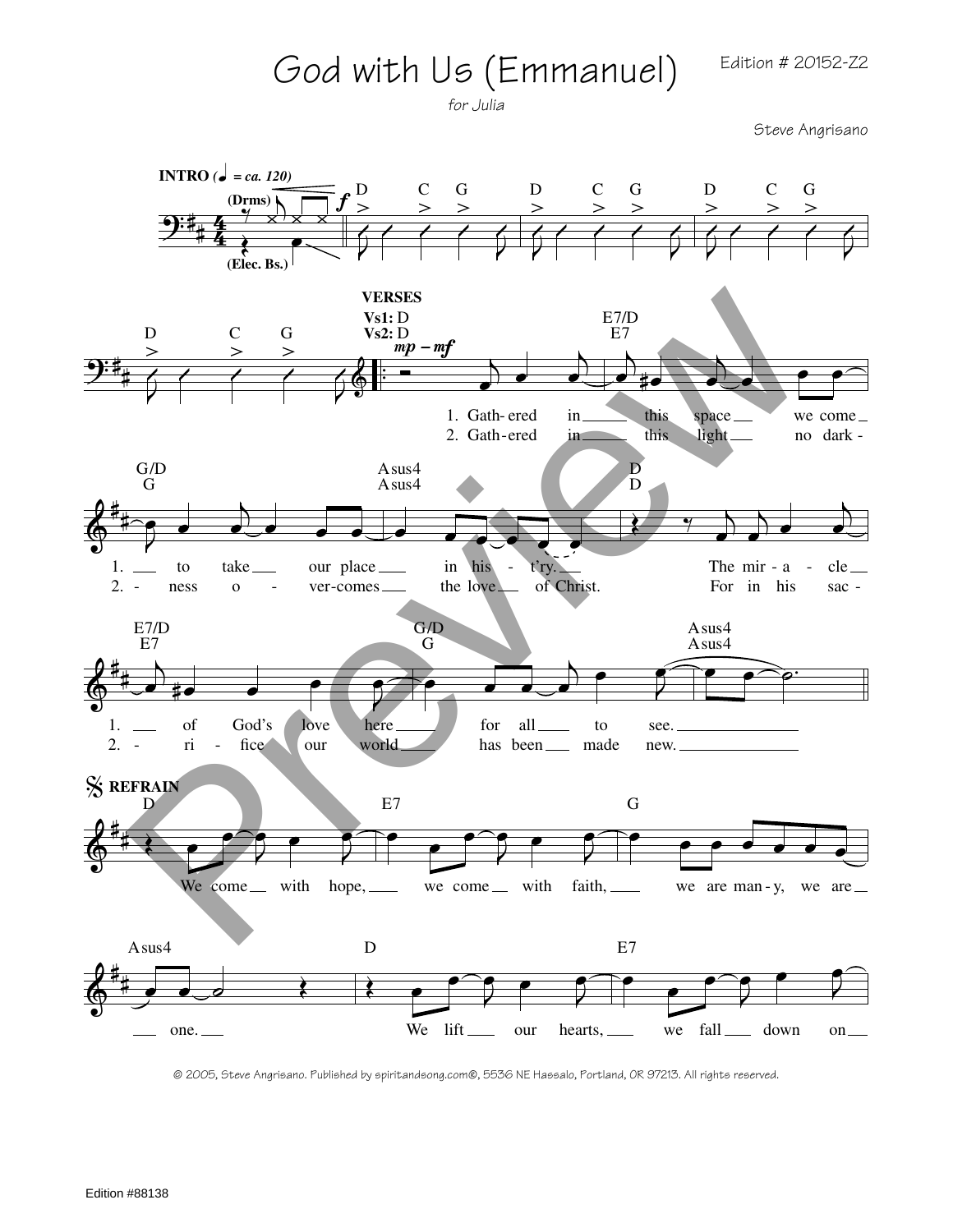# God with Us (Emmanuel)

Edition # 20152-Z2

*for Julia*

Steve Angrisano

**INTRO** (♩ = ca. 120)

(Drms) (Elec. Bs.)

D C G D C G D C G D C G

**VERSES**

**Vs1:** D E7/D G/D Asus4 D E7/D G/D Asus4

**Vs2:** D E7 G Asus4 D E7 G Asus4

*mp – mf*

1. Gath-ered in this space we come to take our place in his-t'ry. The mir-a-cle of God's love here for all to see.

2. Gath-ered in this light no dark-ness o-ver-comes the love of Christ. For in his sac-ri-fice our world has been made new.

**REFRAIN**

D E7 G Asus4 D E7

We come with hope, we come with faith, we are man-y, we are one. We lift our hearts, we fall down on

© 2005, Steve Angrisano. Published by spiritandsong.com®, 5536 NE Hassalo, Portland, OR 97213. All rights reserved.

Edition #88138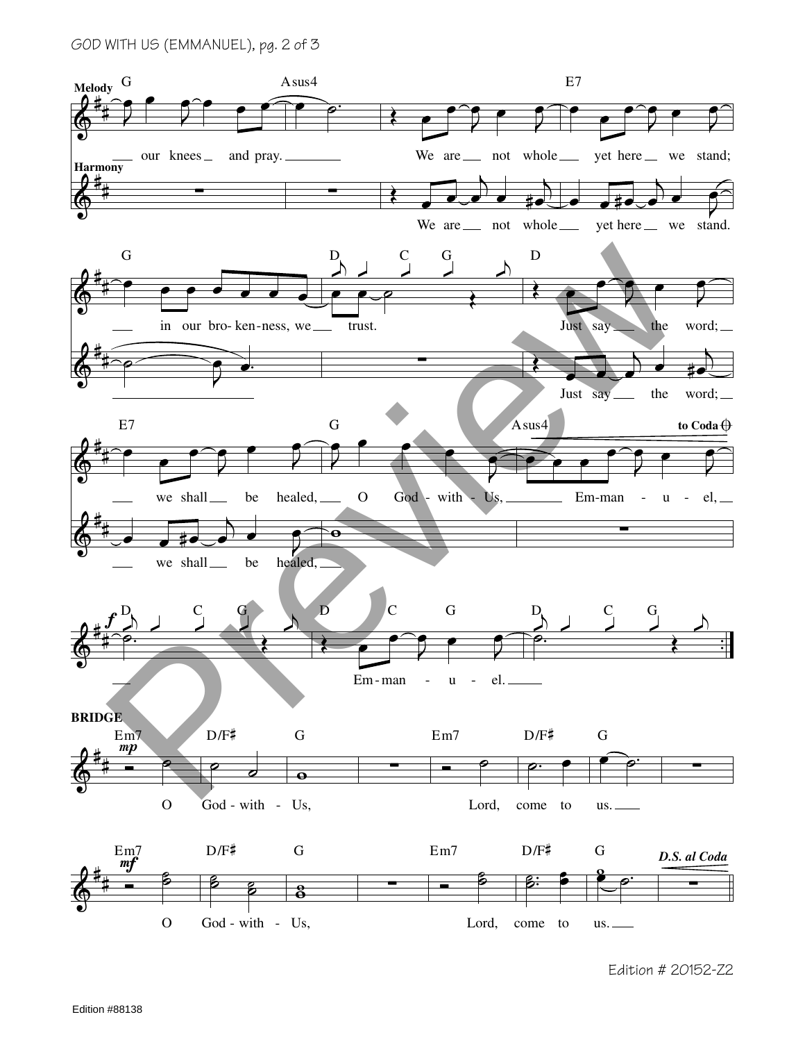Melody

G Asus4 E7

our knees and pray. We are not whole yet here we stand;

Harmony

We are not whole yet here we stand.

G D C G D

in our bro- ken-ness, we trust. Just say the word;

Just say the word;

E7 G Asus4 to Coda

we shall be healed, O God - with - Us, Em-man - u - el,

we shall be healed,

D C G D C G D C G

*f*

Em-man - u - el.

**BRIDGE**

Em7 D/F♯ G Em7 D/F♯ G

*mp*

O God - with - Us, Lord, come to us.

Em7 D/F♯ G Em7 D/F♯ G

*mf*

*D.S. al Coda*

O God - with - Us, Lord, come to us.

Edition # 20152-Z2

Edition #88138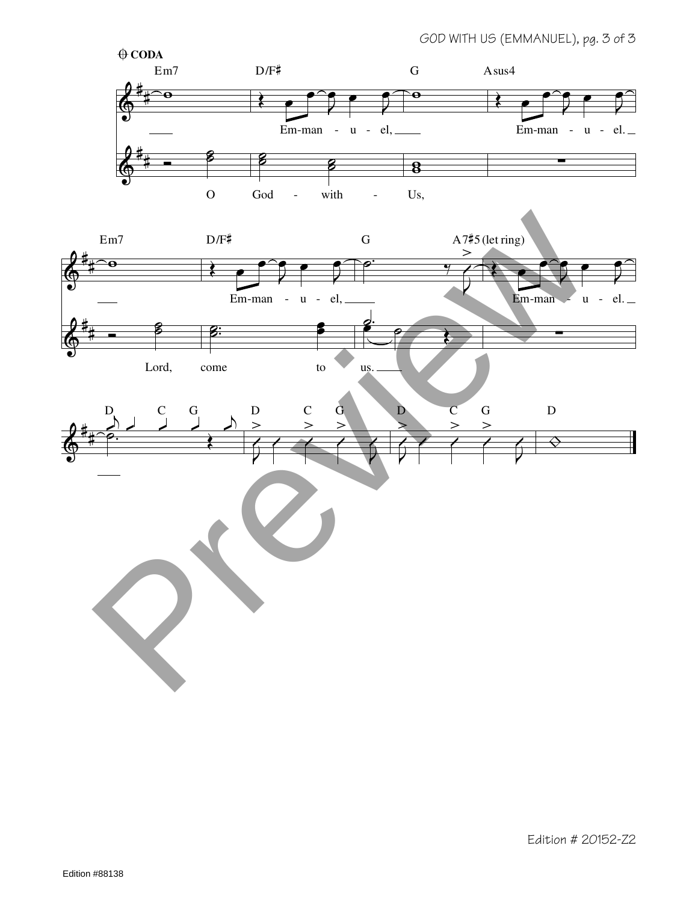CODA

Em7 D/F♯ G Asus4

Em-man - u - el, Em-man - u - el.

O God - with - Us,

Em7 D/F♯ G A7♯5 (let ring)

Em-man - u - el, Em-man - u - el.

Lord, come to us.

D C G D C G D C G D